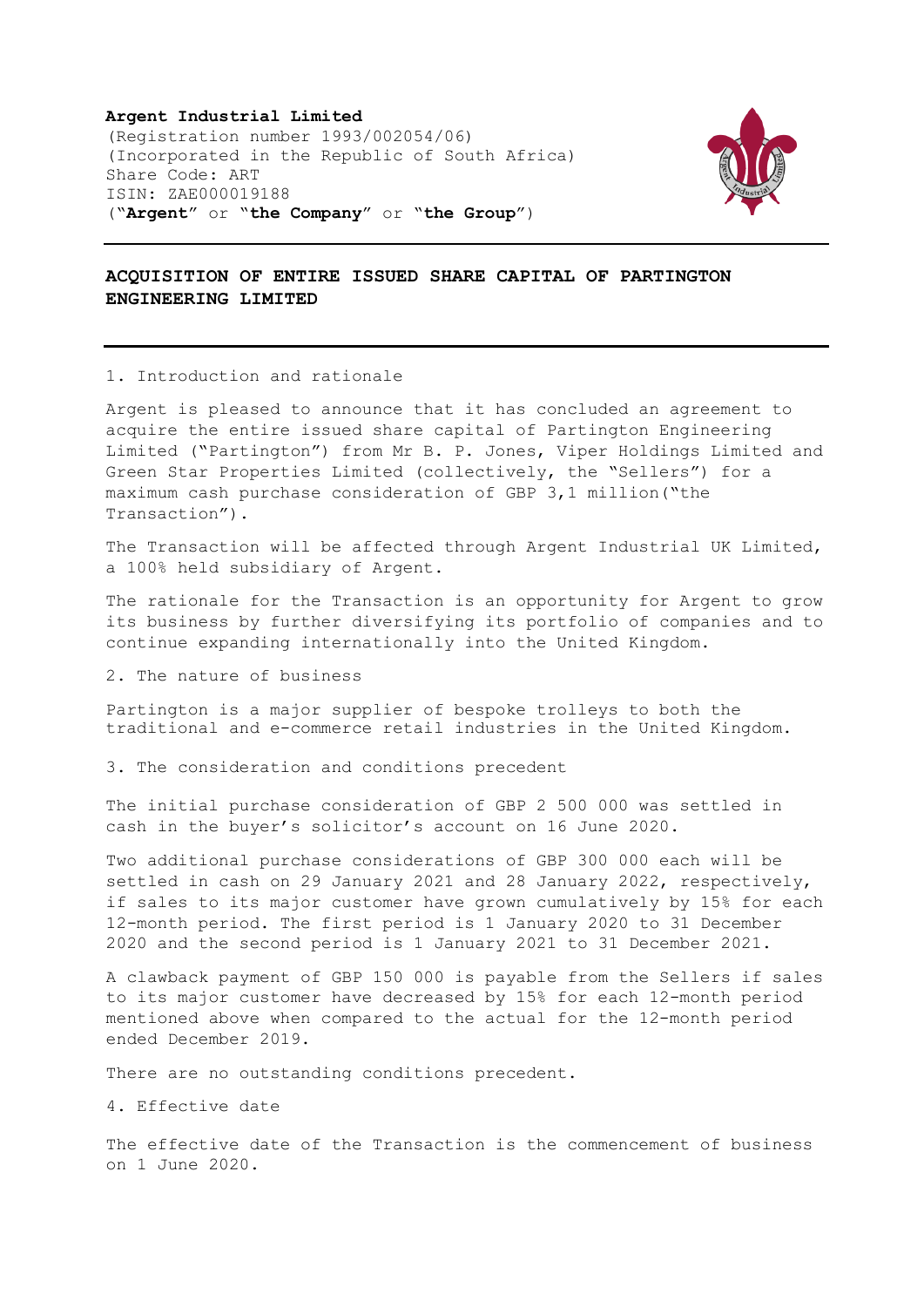**Argent Industrial Limited**
(Registration number 1993/002054/06)
(Incorporated in the Republic of South Africa)
Share Code: ART
ISIN: ZAE000019188
("**Argent**" or "**the Company**" or "**the Group**")

---

## ACQUISITION OF ENTIRE ISSUED SHARE CAPITAL OF PARTINGTON ENGINEERING LIMITED

---

1. Introduction and rationale

Argent is pleased to announce that it has concluded an agreement to acquire the entire issued share capital of Partington Engineering Limited ("Partington") from Mr B. P. Jones, Viper Holdings Limited and Green Star Properties Limited (collectively, the "Sellers") for a maximum cash purchase consideration of GBP 3,1 million("the Transaction").

The Transaction will be affected through Argent Industrial UK Limited, a 100% held subsidiary of Argent.

The rationale for the Transaction is an opportunity for Argent to grow its business by further diversifying its portfolio of companies and to continue expanding internationally into the United Kingdom.

2. The nature of business

Partington is a major supplier of bespoke trolleys to both the traditional and e-commerce retail industries in the United Kingdom.

3. The consideration and conditions precedent

The initial purchase consideration of GBP 2 500 000 was settled in cash in the buyer's solicitor's account on 16 June 2020.

Two additional purchase considerations of GBP 300 000 each will be settled in cash on 29 January 2021 and 28 January 2022, respectively, if sales to its major customer have grown cumulatively by 15% for each 12-month period. The first period is 1 January 2020 to 31 December 2020 and the second period is 1 January 2021 to 31 December 2021.

A clawback payment of GBP 150 000 is payable from the Sellers if sales to its major customer have decreased by 15% for each 12-month period mentioned above when compared to the actual for the 12-month period ended December 2019.

There are no outstanding conditions precedent.

4. Effective date

The effective date of the Transaction is the commencement of business on 1 June 2020.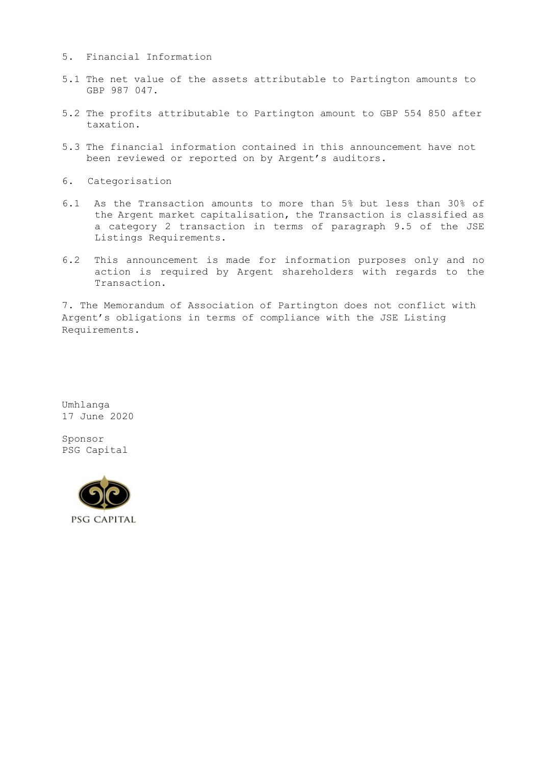5. Financial Information

5.1 The net value of the assets attributable to Partington amounts to GBP 987 047.

5.2 The profits attributable to Partington amount to GBP 554 850 after taxation.

5.3 The financial information contained in this announcement have not been reviewed or reported on by Argent's auditors.

6. Categorisation

6.1 As the Transaction amounts to more than 5% but less than 30% of the Argent market capitalisation, the Transaction is classified as a category 2 transaction in terms of paragraph 9.5 of the JSE Listings Requirements.

6.2 This announcement is made for information purposes only and no action is required by Argent shareholders with regards to the Transaction.

7. The Memorandum of Association of Partington does not conflict with Argent's obligations in terms of compliance with the JSE Listing Requirements.

Umhlanga
17 June 2020

Sponsor
PSG Capital

PSG CAPITAL